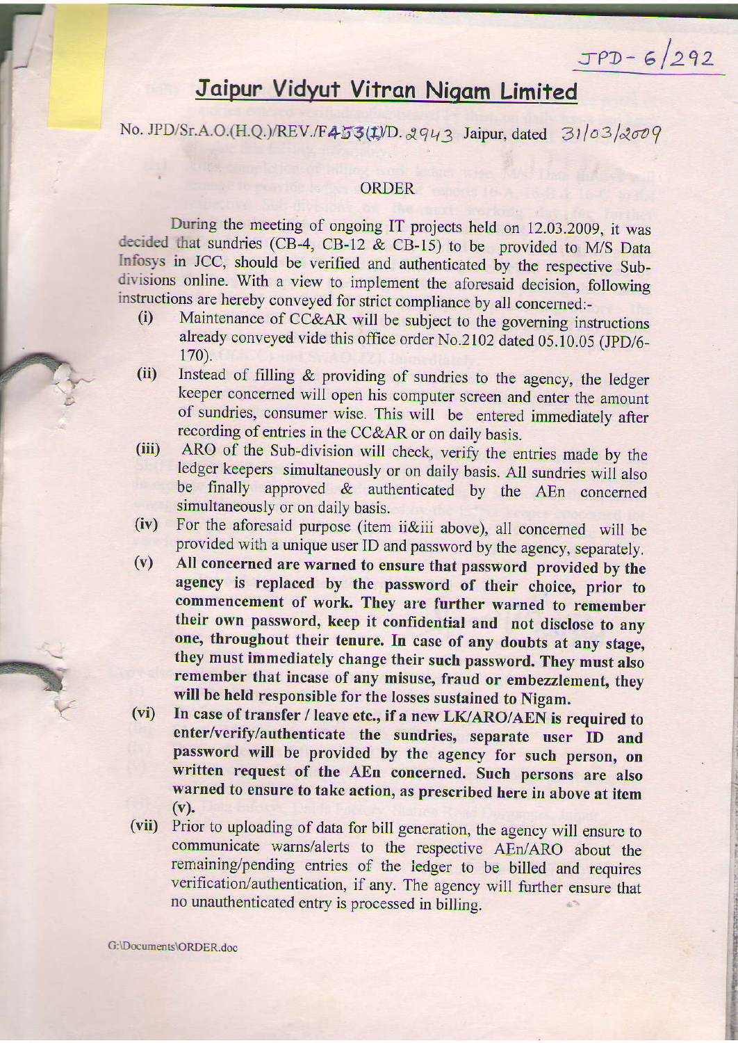JPD- 6/292

# Jaipur Vidyut Vitran Nigam Limited

No. JPD/Sr.A.O.(H.Q.)/REV./F453(1)/D. 2943 Jaipur, dated 31/03/2009

## ORDER

During the meeting of ongoing IT projects held on 12.03.2009, it was decided that sundries (CB-4, CB-12 & CB-15) to be provided to M/S Data Infosys in JCC, should be verified and authenticated by the respective Sub-divisions online. With a view to implement the aforesaid decision, following instructions are hereby conveyed for strict compliance by all concerned:-

(i) Maintenance of CC&AR will be subject to the governing instructions already conveyed vide this office order No.2102 dated 05.10.05 (JPD/6-170).

(ii) Instead of filling & providing of sundries to the agency, the ledger keeper concerned will open his computer screen and enter the amount of sundries, consumer wise. This will be entered immediately after recording of entries in the CC&AR or on daily basis.

(iii) ARO of the Sub-division will check, verify the entries made by the ledger keepers simultaneously or on daily basis. All sundries will also be finally approved & authenticated by the AEn concerned simultaneously or on daily basis.

(iv) For the aforesaid purpose (item ii&iii above), all concerned will be provided with a unique user ID and password by the agency, separately.

(v) **All concerned are warned to ensure that password provided by the agency is replaced by the password of their choice, prior to commencement of work. They are further warned to remember their own password, keep it confidential and not disclose to any one, throughout their tenure. In case of any doubts at any stage, they must immediately change their such password. They must also remember that incase of any misuse, fraud or embezzlement, they will be held responsible for the losses sustained to Nigam.**

(vi) **In case of transfer / leave etc., if a new LK/ARO/AEN is required to enter/verify/authenticate the sundries, separate user ID and password will be provided by the agency for such person, on written request of the AEn concerned. Such persons are also warned to ensure to take action, as prescribed here in above at item (v).**

(vii) Prior to uploading of data for bill generation, the agency will ensure to communicate warns/alerts to the respective AEn/ARO about the remaining/pending entries of the ledger to be billed and requires verification/authentication, if any. The agency will further ensure that no unauthenticated entry is processed in billing.

G:\Documents\ORDER.doc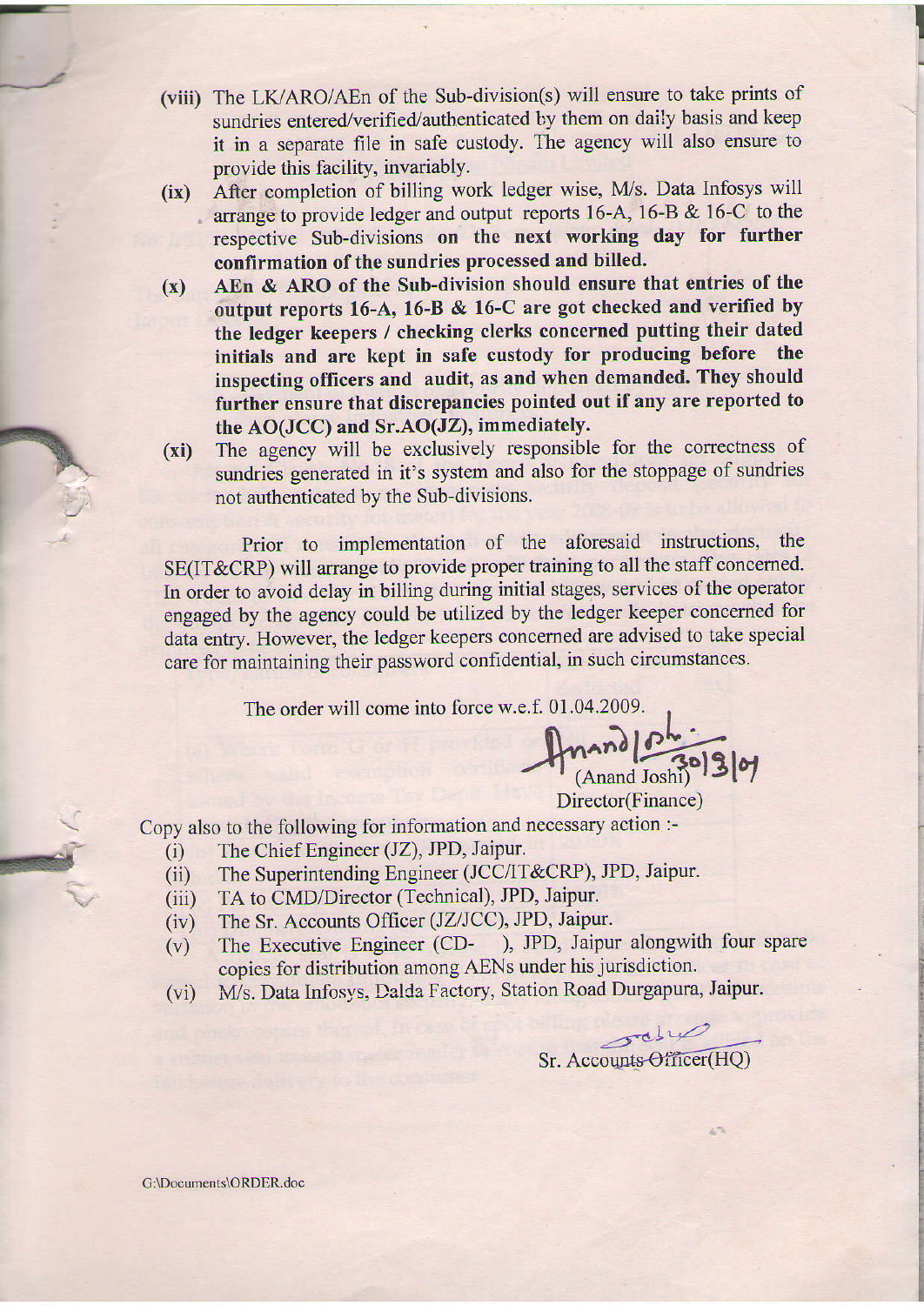(viii) The LK/ARO/AEn of the Sub-division(s) will ensure to take prints of sundries entered/verified/authenticated by them on daily basis and keep it in a separate file in safe custody. The agency will also ensure to provide this facility, invariably.

(ix) After completion of billing work ledger wise, M/s. Data Infosys will arrange to provide ledger and output reports 16-A, 16-B & 16-C to the respective Sub-divisions **on the next working day for further confirmation of the sundries processed and billed.**

(x) **AEn & ARO of the Sub-division should ensure that entries of the output reports 16-A, 16-B & 16-C are got checked and verified by the ledger keepers / checking clerks concerned putting their dated initials and are kept in safe custody for producing before the inspecting officers and audit, as and when demanded. They should further ensure that discrepancies pointed out if any are reported to the AO(JCC) and Sr.AO(JZ), immediately.**

(xi) The agency will be exclusively responsible for the correctness of sundries generated in it's system and also for the stoppage of sundries not authenticated by the Sub-divisions.

Prior to implementation of the aforesaid instructions, the SE(IT&CRP) will arrange to provide proper training to all the staff concerned. In order to avoid delay in billing during initial stages, services of the operator engaged by the agency could be utilized by the ledger keeper concerned for data entry. However, the ledger keepers concerned are advised to take special care for maintaining their password confidential, in such circumstances.

The order will come into force w.e.f. 01.04.2009.

(Anand Joshi) 30/3/09
Director(Finance)

Copy also to the following for information and necessary action :-

(i) The Chief Engineer (JZ), JPD, Jaipur.
(ii) The Superintending Engineer (JCC/IT&CRP), JPD, Jaipur.
(iii) TA to CMD/Director (Technical), JPD, Jaipur.
(iv) The Sr. Accounts Officer (JZ/JCC), JPD, Jaipur.
(v) The Executive Engineer (CD- ), JPD, Jaipur alongwith four spare copies for distribution among AENs under his jurisdiction.
(vi) M/s. Data Infosys, Dalda Factory, Station Road Durgapura, Jaipur.

Sr. Accounts Officer(HQ)

G:\Documents\ORDER.doc